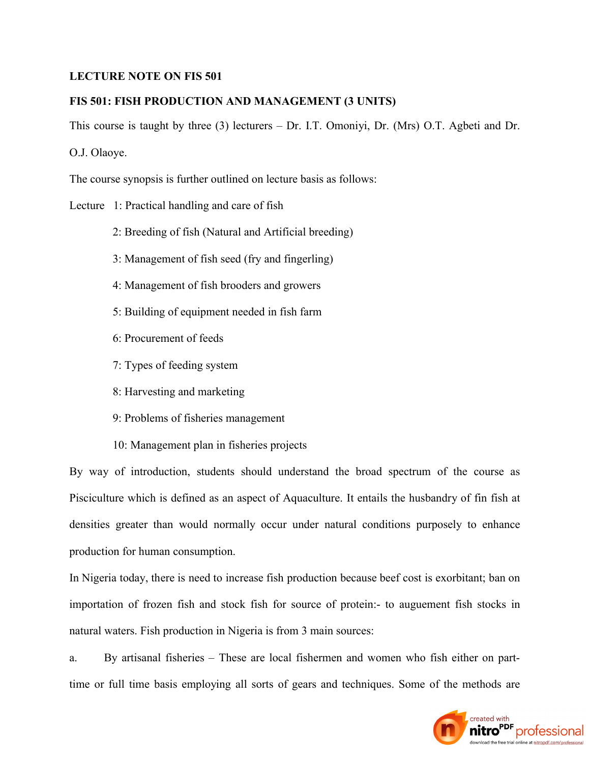**LECTURE NOTE ON FIS 501**

**FIS 501: FISH PRODUCTION AND MANAGEMENT (3 UNITS)**

This course is taught by three (3) lecturers – Dr. I.T. Omoniyi, Dr. (Mrs) O.T. Agbeti and Dr. O.J. Olaoye.

The course synopsis is further outlined on lecture basis as follows:

Lecture 1: Practical handling and care of fish

2: Breeding of fish (Natural and Artificial breeding)

3: Management of fish seed (fry and fingerling)

4: Management of fish brooders and growers

5: Building of equipment needed in fish farm

6: Procurement of feeds

7: Types of feeding system

8: Harvesting and marketing

9: Problems of fisheries management

10: Management plan in fisheries projects

By way of introduction, students should understand the broad spectrum of the course as Pisciculture which is defined as an aspect of Aquaculture. It entails the husbandry of fin fish at densities greater than would normally occur under natural conditions purposely to enhance production for human consumption.

In Nigeria today, there is need to increase fish production because beef cost is exorbitant; ban on importation of frozen fish and stock fish for source of protein:- to auguement fish stocks in natural waters. Fish production in Nigeria is from 3 main sources:

a. By artisanal fisheries – These are local fishermen and women who fish either on part-time or full time basis employing all sorts of gears and techniques. Some of the methods are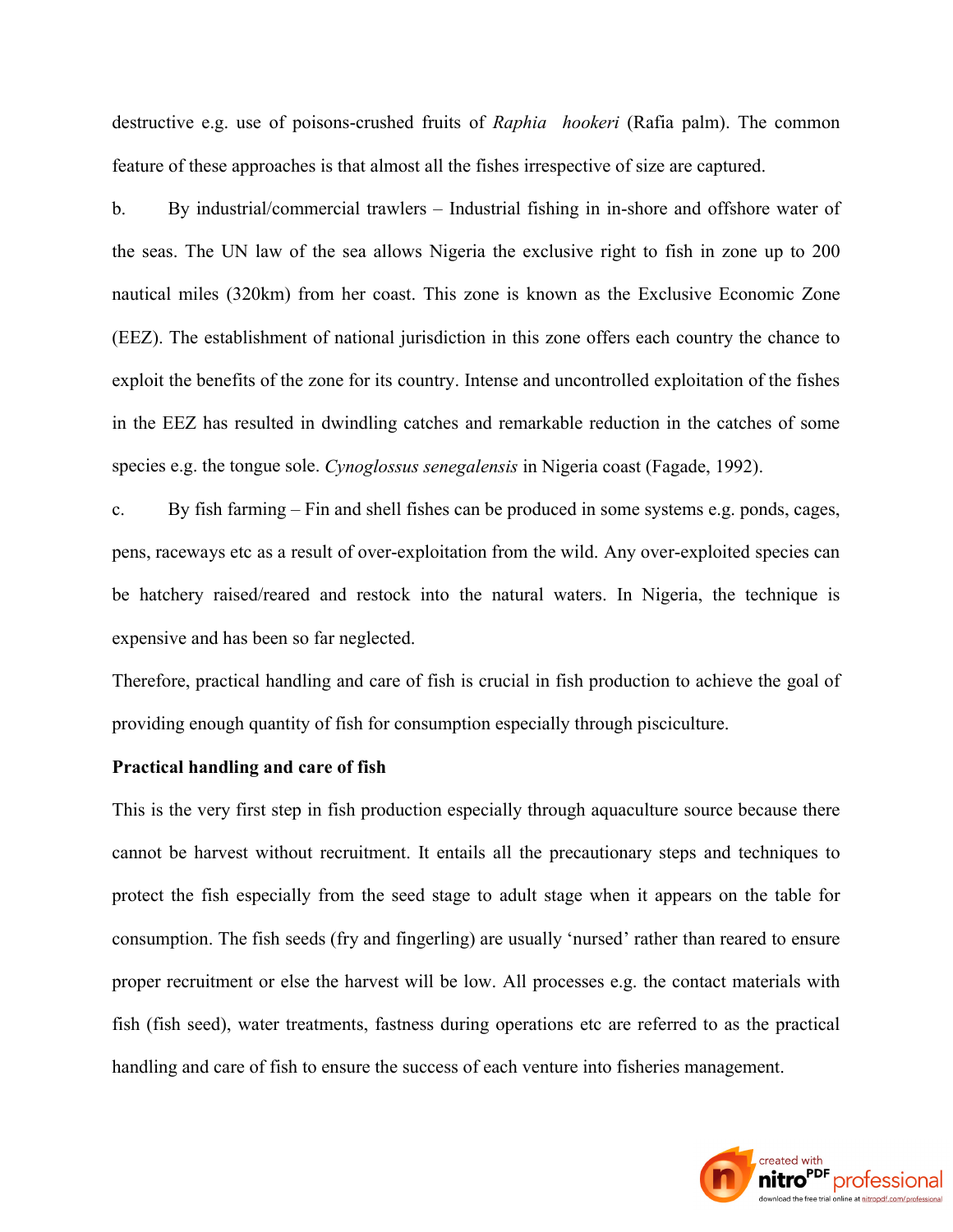destructive e.g. use of poisons-crushed fruits of *Raphia hookeri* (Rafia palm). The common feature of these approaches is that almost all the fishes irrespective of size are captured.

b. By industrial/commercial trawlers – Industrial fishing in in-shore and offshore water of the seas. The UN law of the sea allows Nigeria the exclusive right to fish in zone up to 200 nautical miles (320km) from her coast. This zone is known as the Exclusive Economic Zone (EEZ). The establishment of national jurisdiction in this zone offers each country the chance to exploit the benefits of the zone for its country. Intense and uncontrolled exploitation of the fishes in the EEZ has resulted in dwindling catches and remarkable reduction in the catches of some species e.g. the tongue sole. *Cynoglossus senegalensis* in Nigeria coast (Fagade, 1992).

c. By fish farming – Fin and shell fishes can be produced in some systems e.g. ponds, cages, pens, raceways etc as a result of over-exploitation from the wild. Any over-exploited species can be hatchery raised/reared and restock into the natural waters. In Nigeria, the technique is expensive and has been so far neglected.

Therefore, practical handling and care of fish is crucial in fish production to achieve the goal of providing enough quantity of fish for consumption especially through pisciculture.

**Practical handling and care of fish**

This is the very first step in fish production especially through aquaculture source because there cannot be harvest without recruitment. It entails all the precautionary steps and techniques to protect the fish especially from the seed stage to adult stage when it appears on the table for consumption. The fish seeds (fry and fingerling) are usually 'nursed' rather than reared to ensure proper recruitment or else the harvest will be low. All processes e.g. the contact materials with fish (fish seed), water treatments, fastness during operations etc are referred to as the practical handling and care of fish to ensure the success of each venture into fisheries management.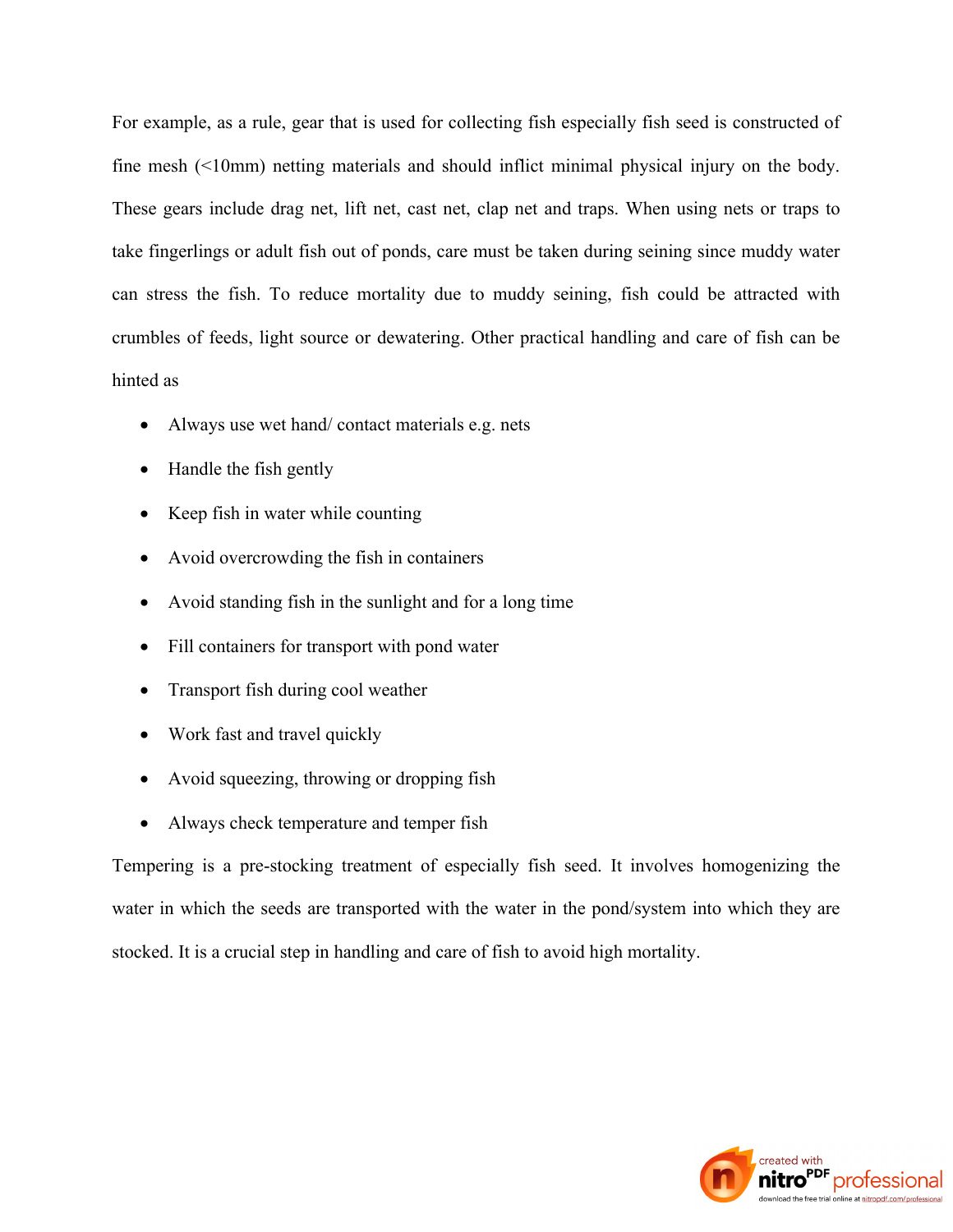For example, as a rule, gear that is used for collecting fish especially fish seed is constructed of fine mesh (<10mm) netting materials and should inflict minimal physical injury on the body. These gears include drag net, lift net, cast net, clap net and traps. When using nets or traps to take fingerlings or adult fish out of ponds, care must be taken during seining since muddy water can stress the fish. To reduce mortality due to muddy seining, fish could be attracted with crumbles of feeds, light source or dewatering. Other practical handling and care of fish can be hinted as

- Always use wet hand/ contact materials e.g. nets
- Handle the fish gently
- Keep fish in water while counting
- Avoid overcrowding the fish in containers
- Avoid standing fish in the sunlight and for a long time
- Fill containers for transport with pond water
- Transport fish during cool weather
- Work fast and travel quickly
- Avoid squeezing, throwing or dropping fish
- Always check temperature and temper fish

Tempering is a pre-stocking treatment of especially fish seed. It involves homogenizing the water in which the seeds are transported with the water in the pond/system into which they are stocked. It is a crucial step in handling and care of fish to avoid high mortality.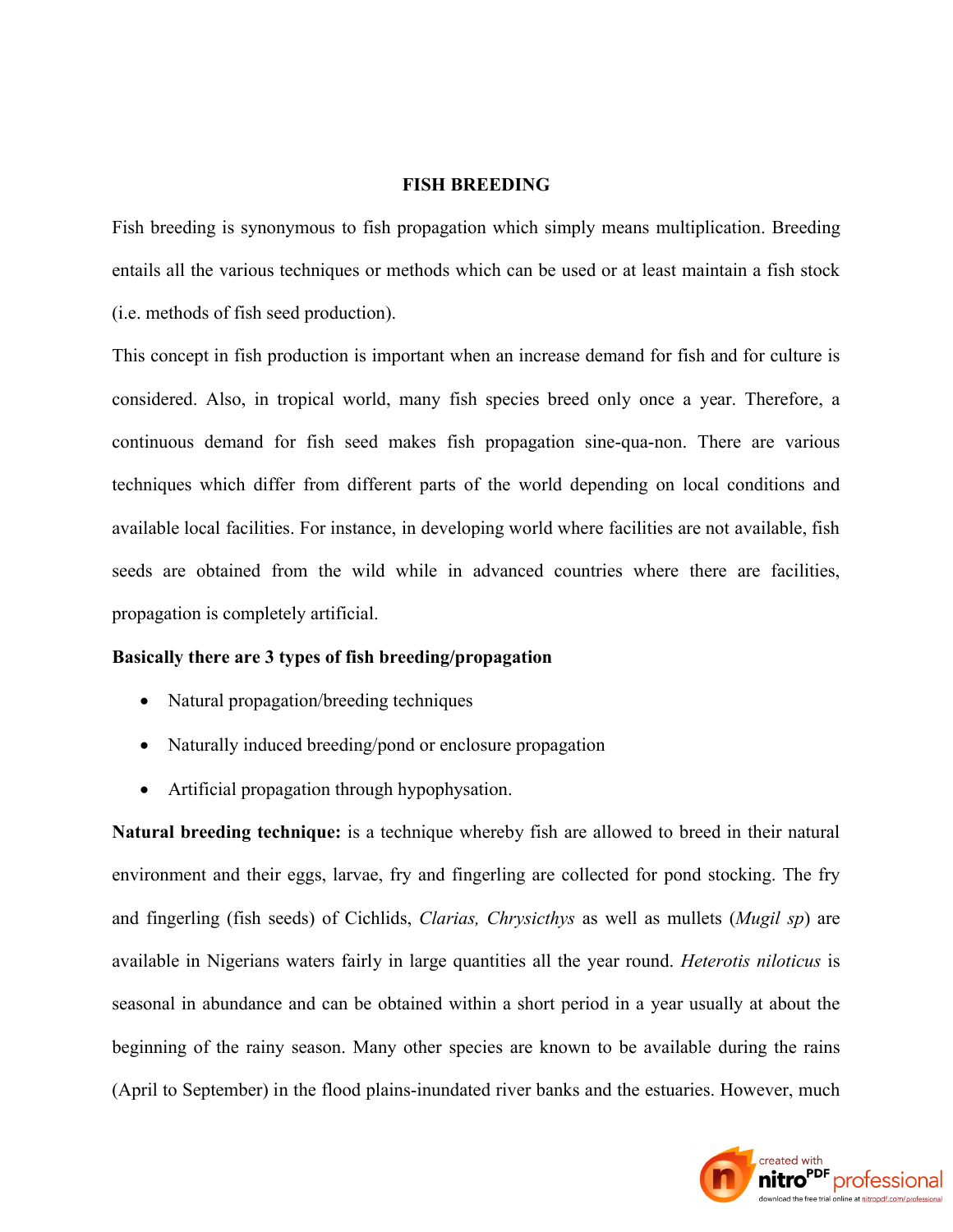## FISH BREEDING

Fish breeding is synonymous to fish propagation which simply means multiplication. Breeding entails all the various techniques or methods which can be used or at least maintain a fish stock (i.e. methods of fish seed production).

This concept in fish production is important when an increase demand for fish and for culture is considered. Also, in tropical world, many fish species breed only once a year. Therefore, a continuous demand for fish seed makes fish propagation sine-qua-non. There are various techniques which differ from different parts of the world depending on local conditions and available local facilities. For instance, in developing world where facilities are not available, fish seeds are obtained from the wild while in advanced countries where there are facilities, propagation is completely artificial.

**Basically there are 3 types of fish breeding/propagation**

- Natural propagation/breeding techniques
- Naturally induced breeding/pond or enclosure propagation
- Artificial propagation through hypophysation.

**Natural breeding technique:** is a technique whereby fish are allowed to breed in their natural environment and their eggs, larvae, fry and fingerling are collected for pond stocking. The fry and fingerling (fish seeds) of Cichlids, *Clarias, Chrysicthys* as well as mullets (*Mugil sp*) are available in Nigerians waters fairly in large quantities all the year round. *Heterotis niloticus* is seasonal in abundance and can be obtained within a short period in a year usually at about the beginning of the rainy season. Many other species are known to be available during the rains (April to September) in the flood plains-inundated river banks and the estuaries. However, much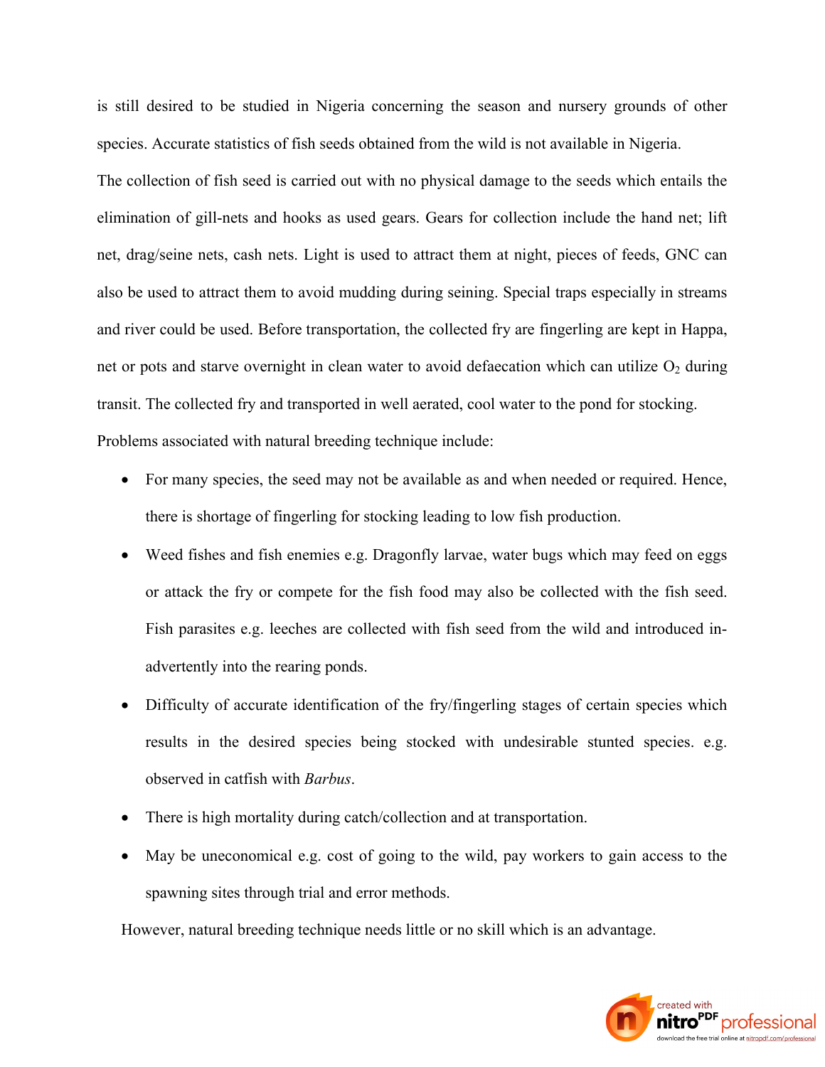is still desired to be studied in Nigeria concerning the season and nursery grounds of other species. Accurate statistics of fish seeds obtained from the wild is not available in Nigeria.

The collection of fish seed is carried out with no physical damage to the seeds which entails the elimination of gill-nets and hooks as used gears. Gears for collection include the hand net; lift net, drag/seine nets, cash nets. Light is used to attract them at night, pieces of feeds, GNC can also be used to attract them to avoid mudding during seining. Special traps especially in streams and river could be used. Before transportation, the collected fry are fingerling are kept in Happa, net or pots and starve overnight in clean water to avoid defaecation which can utilize $O_2$ during transit. The collected fry and transported in well aerated, cool water to the pond for stocking.

Problems associated with natural breeding technique include:

- For many species, the seed may not be available as and when needed or required. Hence, there is shortage of fingerling for stocking leading to low fish production.
- Weed fishes and fish enemies e.g. Dragonfly larvae, water bugs which may feed on eggs or attack the fry or compete for the fish food may also be collected with the fish seed. Fish parasites e.g. leeches are collected with fish seed from the wild and introduced in-advertently into the rearing ponds.
- Difficulty of accurate identification of the fry/fingerling stages of certain species which results in the desired species being stocked with undesirable stunted species. e.g. observed in catfish with *Barbus*.
- There is high mortality during catch/collection and at transportation.
- May be uneconomical e.g. cost of going to the wild, pay workers to gain access to the spawning sites through trial and error methods.

However, natural breeding technique needs little or no skill which is an advantage.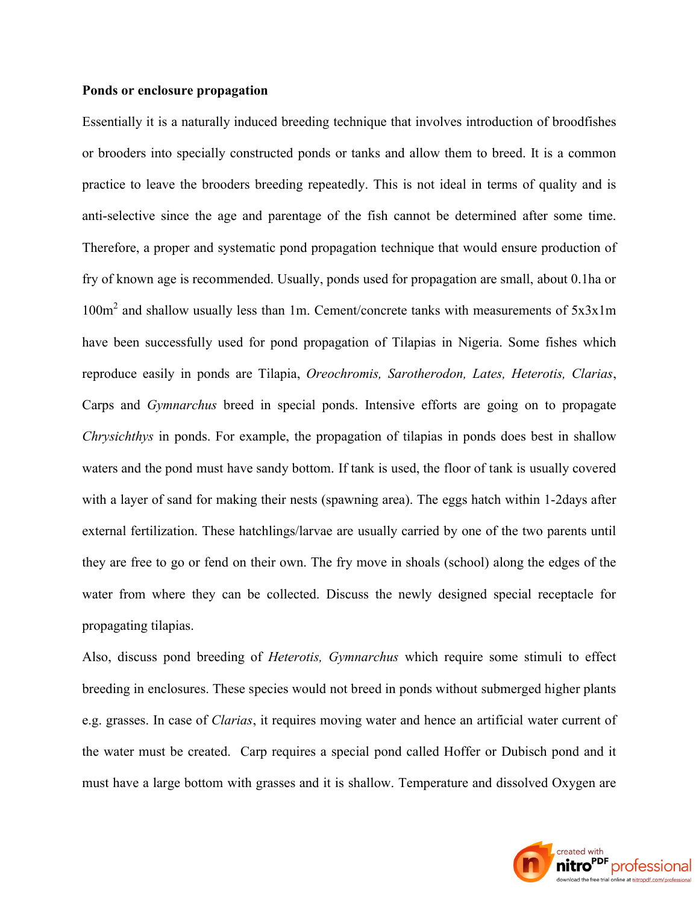**Ponds or enclosure propagation**

Essentially it is a naturally induced breeding technique that involves introduction of broodfishes or brooders into specially constructed ponds or tanks and allow them to breed. It is a common practice to leave the brooders breeding repeatedly. This is not ideal in terms of quality and is anti-selective since the age and parentage of the fish cannot be determined after some time. Therefore, a proper and systematic pond propagation technique that would ensure production of fry of known age is recommended. Usually, ponds used for propagation are small, about 0.1ha or $100m^2$ and shallow usually less than 1m. Cement/concrete tanks with measurements of 5x3x1m have been successfully used for pond propagation of Tilapias in Nigeria. Some fishes which reproduce easily in ponds are Tilapia, *Oreochromis, Sarotherodon, Lates, Heterotis, Clarias*, Carps and *Gymnarchus* breed in special ponds. Intensive efforts are going on to propagate *Chrysichthys* in ponds. For example, the propagation of tilapias in ponds does best in shallow waters and the pond must have sandy bottom. If tank is used, the floor of tank is usually covered with a layer of sand for making their nests (spawning area). The eggs hatch within 1-2days after external fertilization. These hatchlings/larvae are usually carried by one of the two parents until they are free to go or fend on their own. The fry move in shoals (school) along the edges of the water from where they can be collected. Discuss the newly designed special receptacle for propagating tilapias.

Also, discuss pond breeding of *Heterotis, Gymnarchus* which require some stimuli to effect breeding in enclosures. These species would not breed in ponds without submerged higher plants e.g. grasses. In case of *Clarias*, it requires moving water and hence an artificial water current of the water must be created. Carp requires a special pond called Hoffer or Dubisch pond and it must have a large bottom with grasses and it is shallow. Temperature and dissolved Oxygen are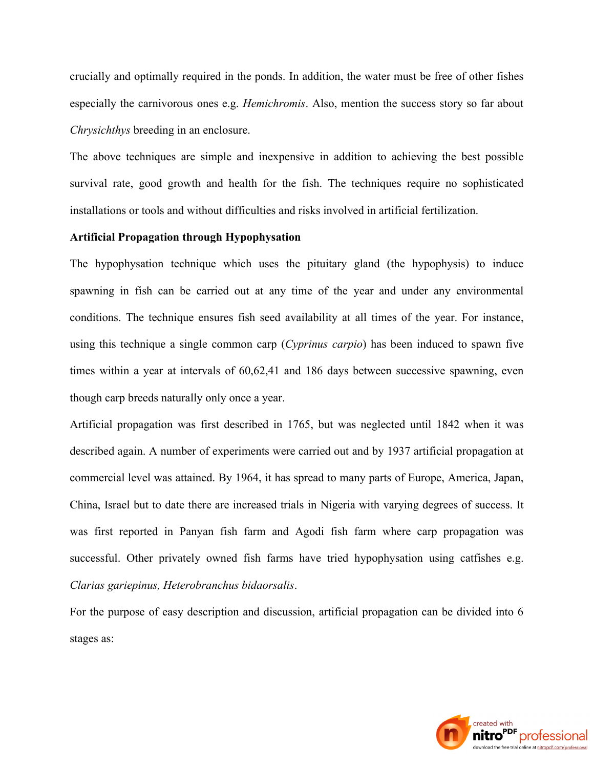crucially and optimally required in the ponds. In addition, the water must be free of other fishes especially the carnivorous ones e.g. *Hemichromis*. Also, mention the success story so far about *Chrysichthys* breeding in an enclosure.

The above techniques are simple and inexpensive in addition to achieving the best possible survival rate, good growth and health for the fish. The techniques require no sophisticated installations or tools and without difficulties and risks involved in artificial fertilization.

**Artificial Propagation through Hypophysation**

The hypophysation technique which uses the pituitary gland (the hypophysis) to induce spawning in fish can be carried out at any time of the year and under any environmental conditions. The technique ensures fish seed availability at all times of the year. For instance, using this technique a single common carp (*Cyprinus carpio*) has been induced to spawn five times within a year at intervals of 60,62,41 and 186 days between successive spawning, even though carp breeds naturally only once a year.

Artificial propagation was first described in 1765, but was neglected until 1842 when it was described again. A number of experiments were carried out and by 1937 artificial propagation at commercial level was attained. By 1964, it has spread to many parts of Europe, America, Japan, China, Israel but to date there are increased trials in Nigeria with varying degrees of success. It was first reported in Panyan fish farm and Agodi fish farm where carp propagation was successful. Other privately owned fish farms have tried hypophysation using catfishes e.g. *Clarias gariepinus, Heterobranchus bidaorsalis*.

For the purpose of easy description and discussion, artificial propagation can be divided into 6 stages as: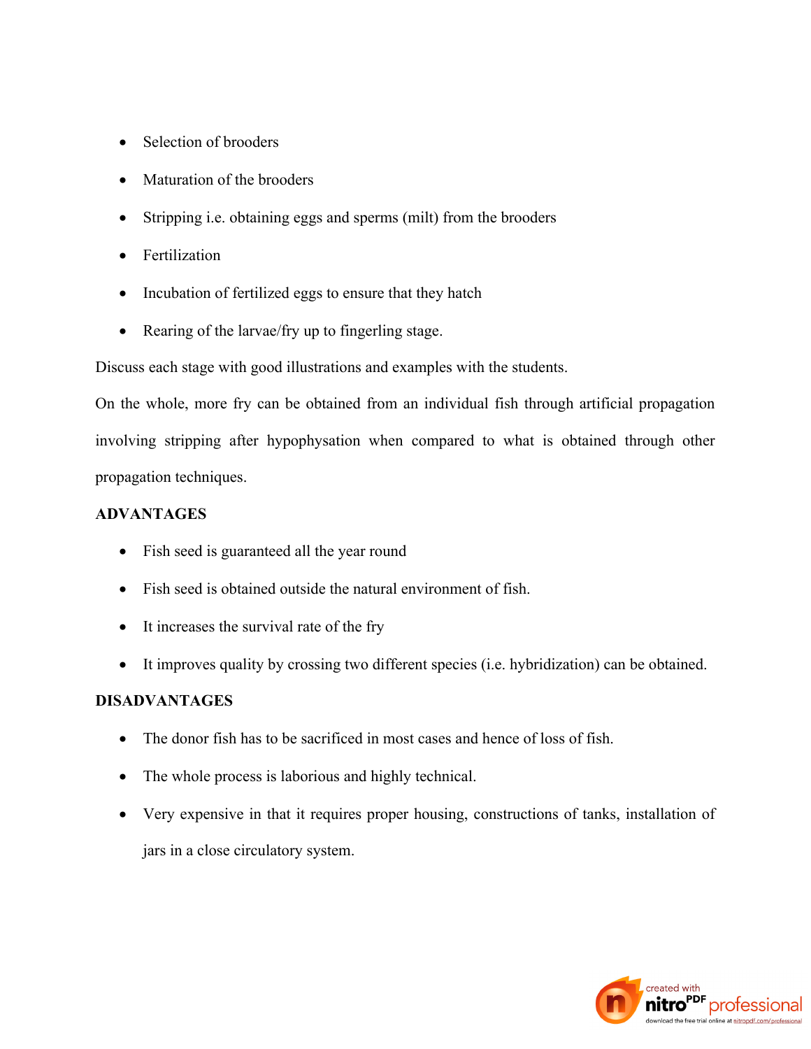- Selection of brooders
- Maturation of the brooders
- Stripping i.e. obtaining eggs and sperms (milt) from the brooders
- Fertilization
- Incubation of fertilized eggs to ensure that they hatch
- Rearing of the larvae/fry up to fingerling stage.

Discuss each stage with good illustrations and examples with the students.

On the whole, more fry can be obtained from an individual fish through artificial propagation involving stripping after hypophysation when compared to what is obtained through other propagation techniques.

**ADVANTAGES**

- Fish seed is guaranteed all the year round
- Fish seed is obtained outside the natural environment of fish.
- It increases the survival rate of the fry
- It improves quality by crossing two different species (i.e. hybridization) can be obtained.

**DISADVANTAGES**

- The donor fish has to be sacrificed in most cases and hence of loss of fish.
- The whole process is laborious and highly technical.
- Very expensive in that it requires proper housing, constructions of tanks, installation of jars in a close circulatory system.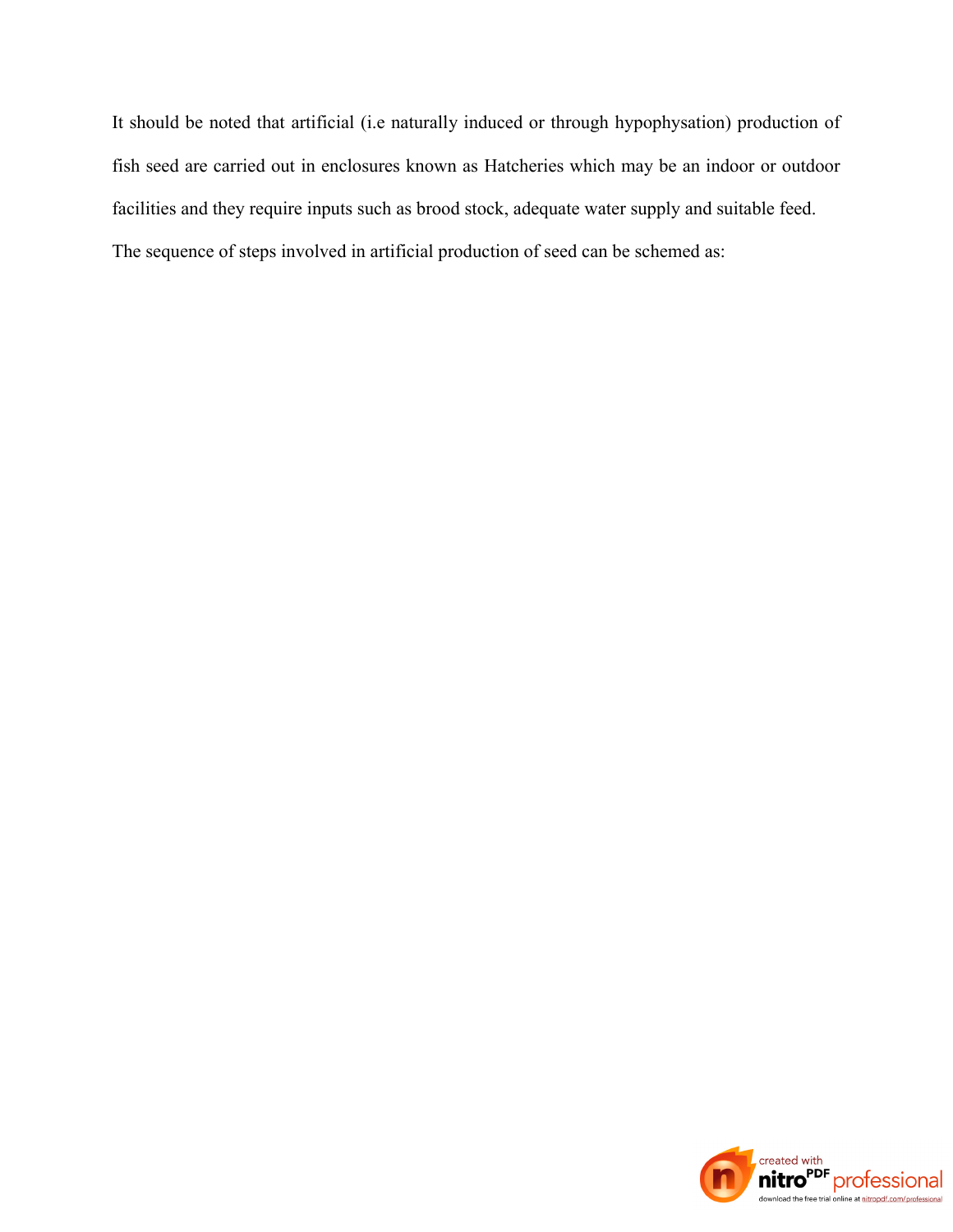It should be noted that artificial (i.e naturally induced or through hypophysation) production of fish seed are carried out in enclosures known as Hatcheries which may be an indoor or outdoor facilities and they require inputs such as brood stock, adequate water supply and suitable feed.

The sequence of steps involved in artificial production of seed can be schemed as: